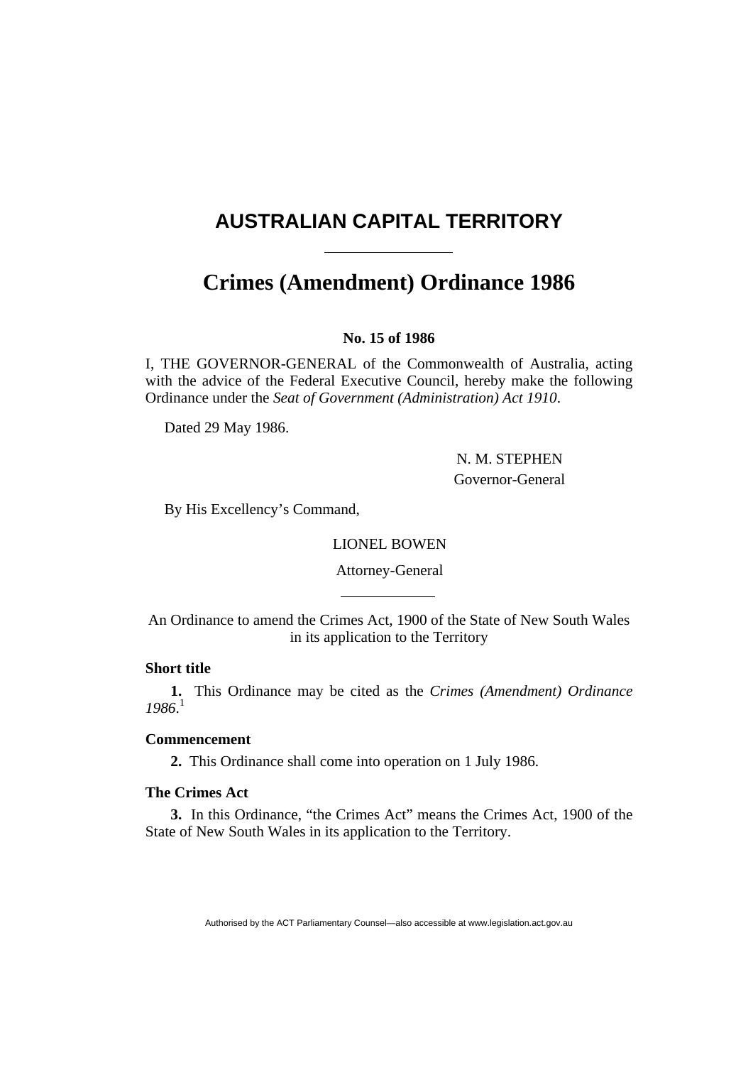# AUSTRALIAN CAPITAL TERRITORY

---

# Crimes (Amendment) Ordinance 1986

**No. 15 of 1986**

I, THE GOVERNOR-GENERAL of the Commonwealth of Australia, acting with the advice of the Federal Executive Council, hereby make the following Ordinance under the *Seat of Government (Administration) Act 1910*.

Dated 29 May 1986.

N. M. STEPHEN
Governor-General

By His Excellency's Command,

LIONEL BOWEN
Attorney-General

---

An Ordinance to amend the Crimes Act, 1900 of the State of New South Wales in its application to the Territory

**Short title**

**1.** This Ordinance may be cited as the *Crimes (Amendment) Ordinance 1986*.[1]

**Commencement**

**2.** This Ordinance shall come into operation on 1 July 1986.

**The Crimes Act**

**3.** In this Ordinance, "the Crimes Act" means the Crimes Act, 1900 of the State of New South Wales in its application to the Territory.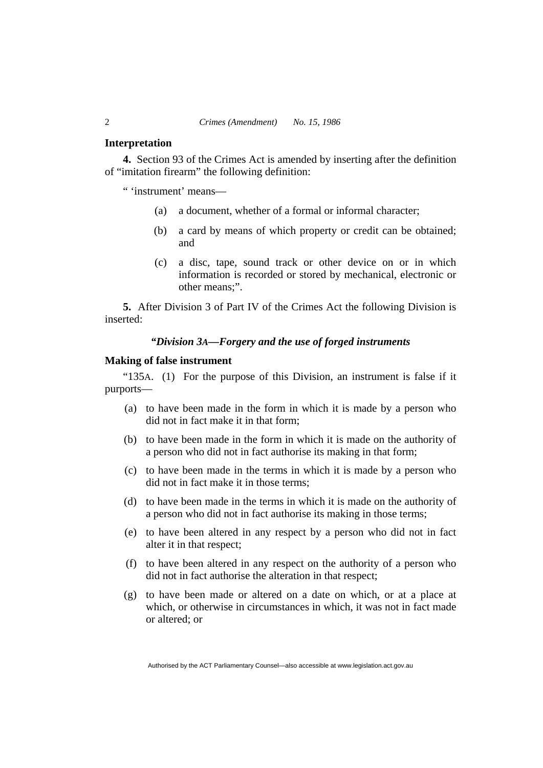**Interpretation**

**4.** Section 93 of the Crimes Act is amended by inserting after the definition of “imitation firearm” the following definition:

“ ‘instrument’ means—

- (a) a document, whether of a formal or informal character;
- (b) a card by means of which property or credit can be obtained; and
- (c) a disc, tape, sound track or other device on or in which information is recorded or stored by mechanical, electronic or other means;”.

**5.** After Division 3 of Part IV of the Crimes Act the following Division is inserted:

***“Division 3A—Forgery and the use of forged instruments***

**Making of false instrument**

“135A. (1) For the purpose of this Division, an instrument is false if it purports—

- (a) to have been made in the form in which it is made by a person who did not in fact make it in that form;
- (b) to have been made in the form in which it is made on the authority of a person who did not in fact authorise its making in that form;
- (c) to have been made in the terms in which it is made by a person who did not in fact make it in those terms;
- (d) to have been made in the terms in which it is made on the authority of a person who did not in fact authorise its making in those terms;
- (e) to have been altered in any respect by a person who did not in fact alter it in that respect;
- (f) to have been altered in any respect on the authority of a person who did not in fact authorise the alteration in that respect;
- (g) to have been made or altered on a date on which, or at a place at which, or otherwise in circumstances in which, it was not in fact made or altered; or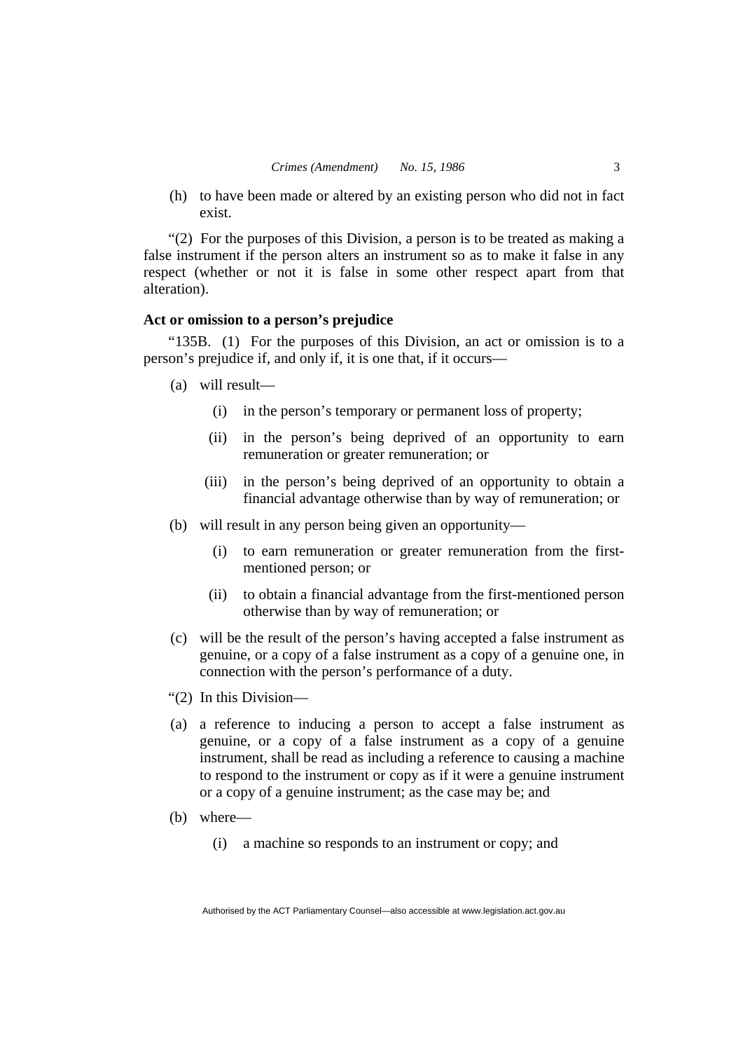(h) to have been made or altered by an existing person who did not in fact exist.

"(2) For the purposes of this Division, a person is to be treated as making a false instrument if the person alters an instrument so as to make it false in any respect (whether or not it is false in some other respect apart from that alteration).

**Act or omission to a person's prejudice**

"135B. (1) For the purposes of this Division, an act or omission is to a person's prejudice if, and only if, it is one that, if it occurs—

(a) will result—

  (i) in the person's temporary or permanent loss of property;

  (ii) in the person's being deprived of an opportunity to earn remuneration or greater remuneration; or

  (iii) in the person's being deprived of an opportunity to obtain a financial advantage otherwise than by way of remuneration; or

(b) will result in any person being given an opportunity—

  (i) to earn remuneration or greater remuneration from the first-mentioned person; or

  (ii) to obtain a financial advantage from the first-mentioned person otherwise than by way of remuneration; or

(c) will be the result of the person's having accepted a false instrument as genuine, or a copy of a false instrument as a copy of a genuine one, in connection with the person's performance of a duty.

"(2) In this Division—

(a) a reference to inducing a person to accept a false instrument as genuine, or a copy of a false instrument as a copy of a genuine instrument, shall be read as including a reference to causing a machine to respond to the instrument or copy as if it were a genuine instrument or a copy of a genuine instrument; as the case may be; and

(b) where—

  (i) a machine so responds to an instrument or copy; and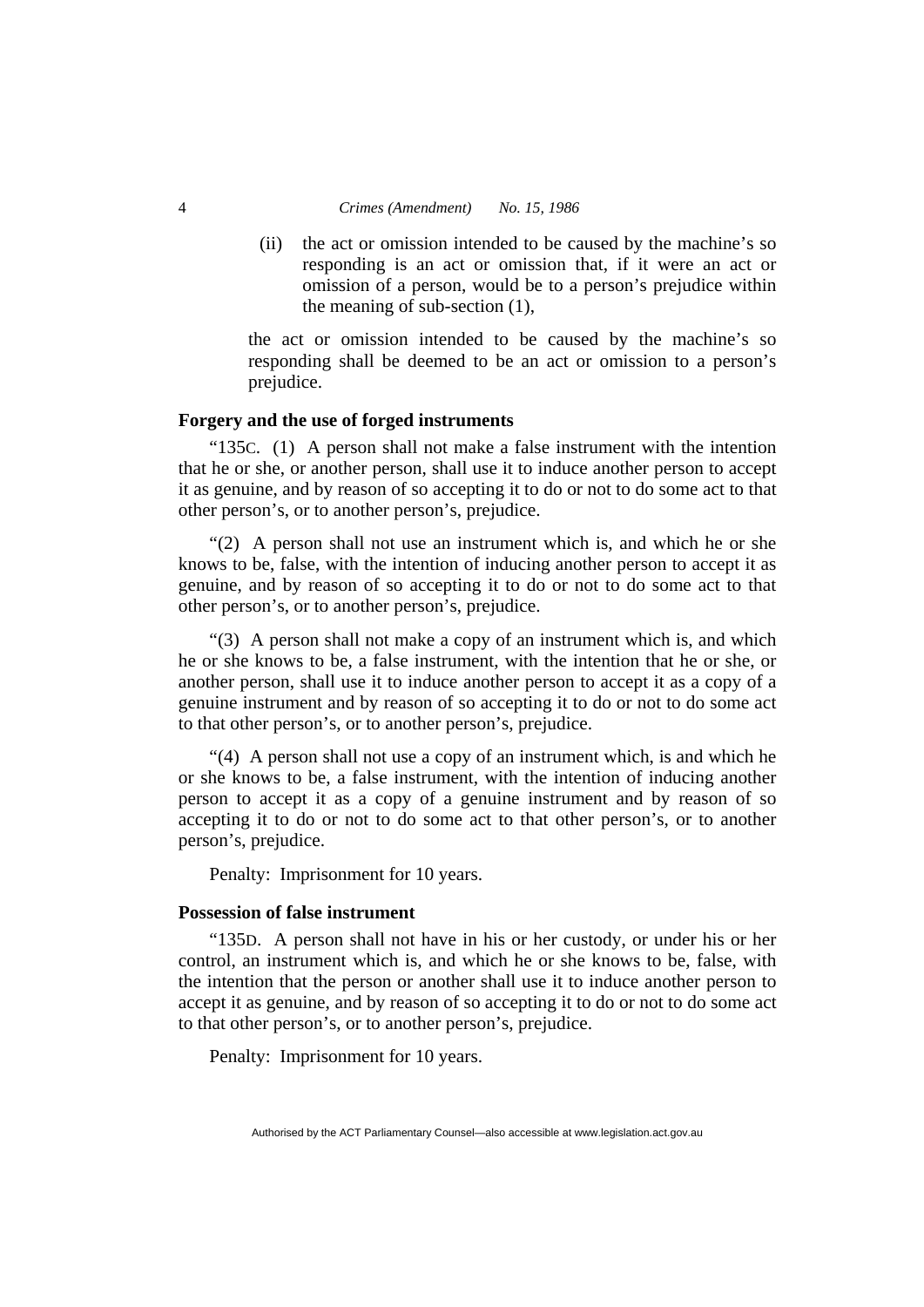(ii) the act or omission intended to be caused by the machine's so responding is an act or omission that, if it were an act or omission of a person, would be to a person's prejudice within the meaning of sub-section (1),

the act or omission intended to be caused by the machine's so responding shall be deemed to be an act or omission to a person's prejudice.

**Forgery and the use of forged instruments**

"135C. (1) A person shall not make a false instrument with the intention that he or she, or another person, shall use it to induce another person to accept it as genuine, and by reason of so accepting it to do or not to do some act to that other person's, or to another person's, prejudice.

"(2) A person shall not use an instrument which is, and which he or she knows to be, false, with the intention of inducing another person to accept it as genuine, and by reason of so accepting it to do or not to do some act to that other person's, or to another person's, prejudice.

"(3) A person shall not make a copy of an instrument which is, and which he or she knows to be, a false instrument, with the intention that he or she, or another person, shall use it to induce another person to accept it as a copy of a genuine instrument and by reason of so accepting it to do or not to do some act to that other person's, or to another person's, prejudice.

"(4) A person shall not use a copy of an instrument which, is and which he or she knows to be, a false instrument, with the intention of inducing another person to accept it as a copy of a genuine instrument and by reason of so accepting it to do or not to do some act to that other person's, or to another person's, prejudice.

Penalty: Imprisonment for 10 years.

**Possession of false instrument**

"135D. A person shall not have in his or her custody, or under his or her control, an instrument which is, and which he or she knows to be, false, with the intention that the person or another shall use it to induce another person to accept it as genuine, and by reason of so accepting it to do or not to do some act to that other person's, or to another person's, prejudice.

Penalty: Imprisonment for 10 years.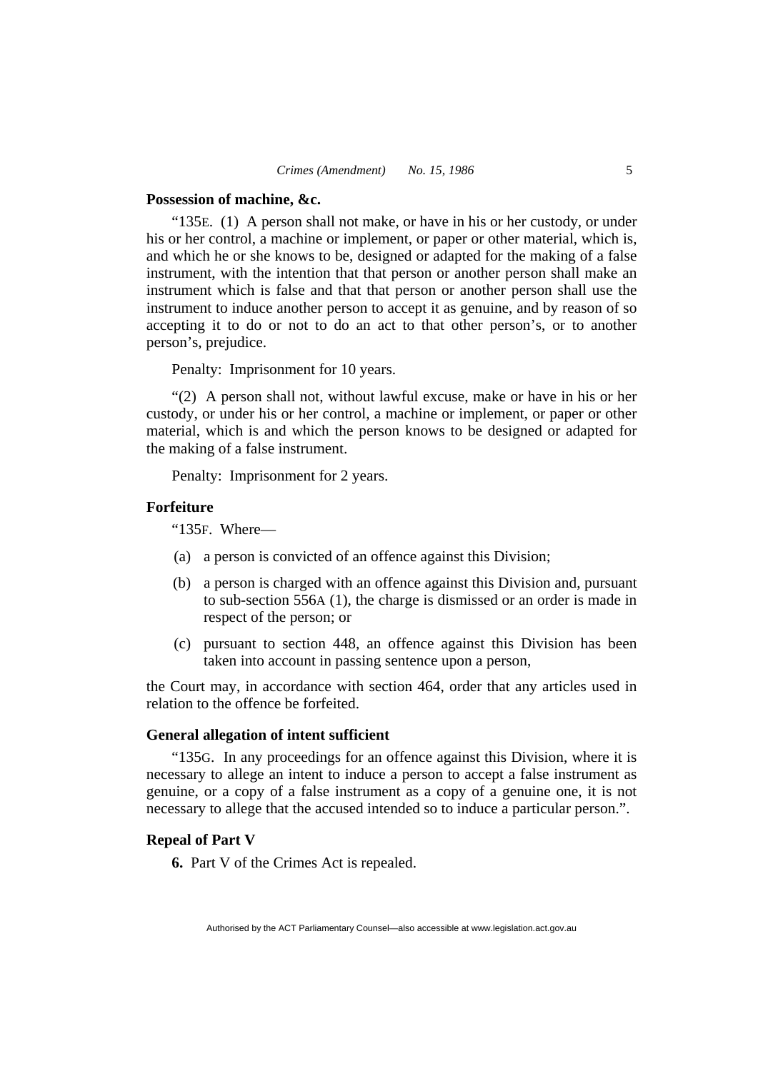**Possession of machine, &c.**

"135E. (1) A person shall not make, or have in his or her custody, or under his or her control, a machine or implement, or paper or other material, which is, and which he or she knows to be, designed or adapted for the making of a false instrument, with the intention that that person or another person shall make an instrument which is false and that that person or another person shall use the instrument to induce another person to accept it as genuine, and by reason of so accepting it to do or not to do an act to that other person's, or to another person's, prejudice.

Penalty: Imprisonment for 10 years.

"(2) A person shall not, without lawful excuse, make or have in his or her custody, or under his or her control, a machine or implement, or paper or other material, which is and which the person knows to be designed or adapted for the making of a false instrument.

Penalty: Imprisonment for 2 years.

**Forfeiture**

"135F. Where—

(a) a person is convicted of an offence against this Division;

(b) a person is charged with an offence against this Division and, pursuant to sub-section 556A (1), the charge is dismissed or an order is made in respect of the person; or

(c) pursuant to section 448, an offence against this Division has been taken into account in passing sentence upon a person,

the Court may, in accordance with section 464, order that any articles used in relation to the offence be forfeited.

**General allegation of intent sufficient**

"135G. In any proceedings for an offence against this Division, where it is necessary to allege an intent to induce a person to accept a false instrument as genuine, or a copy of a false instrument as a copy of a genuine one, it is not necessary to allege that the accused intended so to induce a particular person.".

**Repeal of Part V**

**6.** Part V of the Crimes Act is repealed.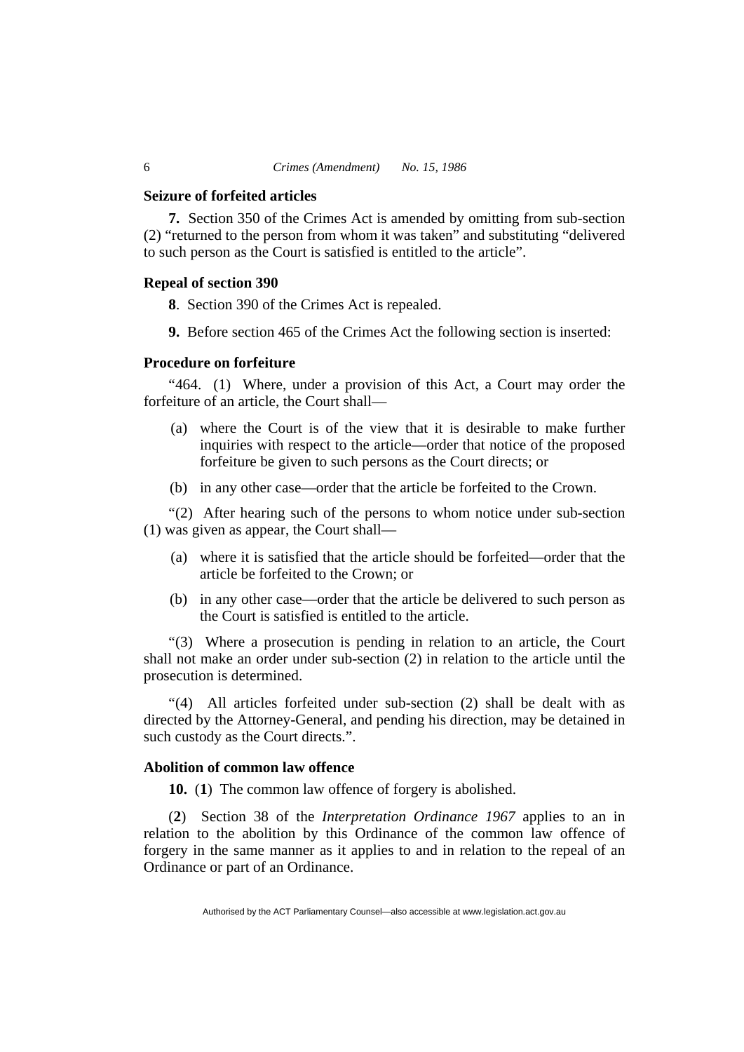### Seizure of forfeited articles

**7.** Section 350 of the Crimes Act is amended by omitting from sub-section (2) "returned to the person from whom it was taken" and substituting "delivered to such person as the Court is satisfied is entitled to the article".

### Repeal of section 390

**8**. Section 390 of the Crimes Act is repealed.

**9.** Before section 465 of the Crimes Act the following section is inserted:

### Procedure on forfeiture

"464. (1) Where, under a provision of this Act, a Court may order the forfeiture of an article, the Court shall—

(a) where the Court is of the view that it is desirable to make further inquiries with respect to the article—order that notice of the proposed forfeiture be given to such persons as the Court directs; or

(b) in any other case—order that the article be forfeited to the Crown.

"(2) After hearing such of the persons to whom notice under sub-section (1) was given as appear, the Court shall—

(a) where it is satisfied that the article should be forfeited—order that the article be forfeited to the Crown; or

(b) in any other case—order that the article be delivered to such person as the Court is satisfied is entitled to the article.

"(3) Where a prosecution is pending in relation to an article, the Court shall not make an order under sub-section (2) in relation to the article until the prosecution is determined.

"(4) All articles forfeited under sub-section (2) shall be dealt with as directed by the Attorney-General, and pending his direction, may be detained in such custody as the Court directs.".

### Abolition of common law offence

**10.** (**1**) The common law offence of forgery is abolished.

(**2**) Section 38 of the *Interpretation Ordinance 1967* applies to an in relation to the abolition by this Ordinance of the common law offence of forgery in the same manner as it applies to and in relation to the repeal of an Ordinance or part of an Ordinance.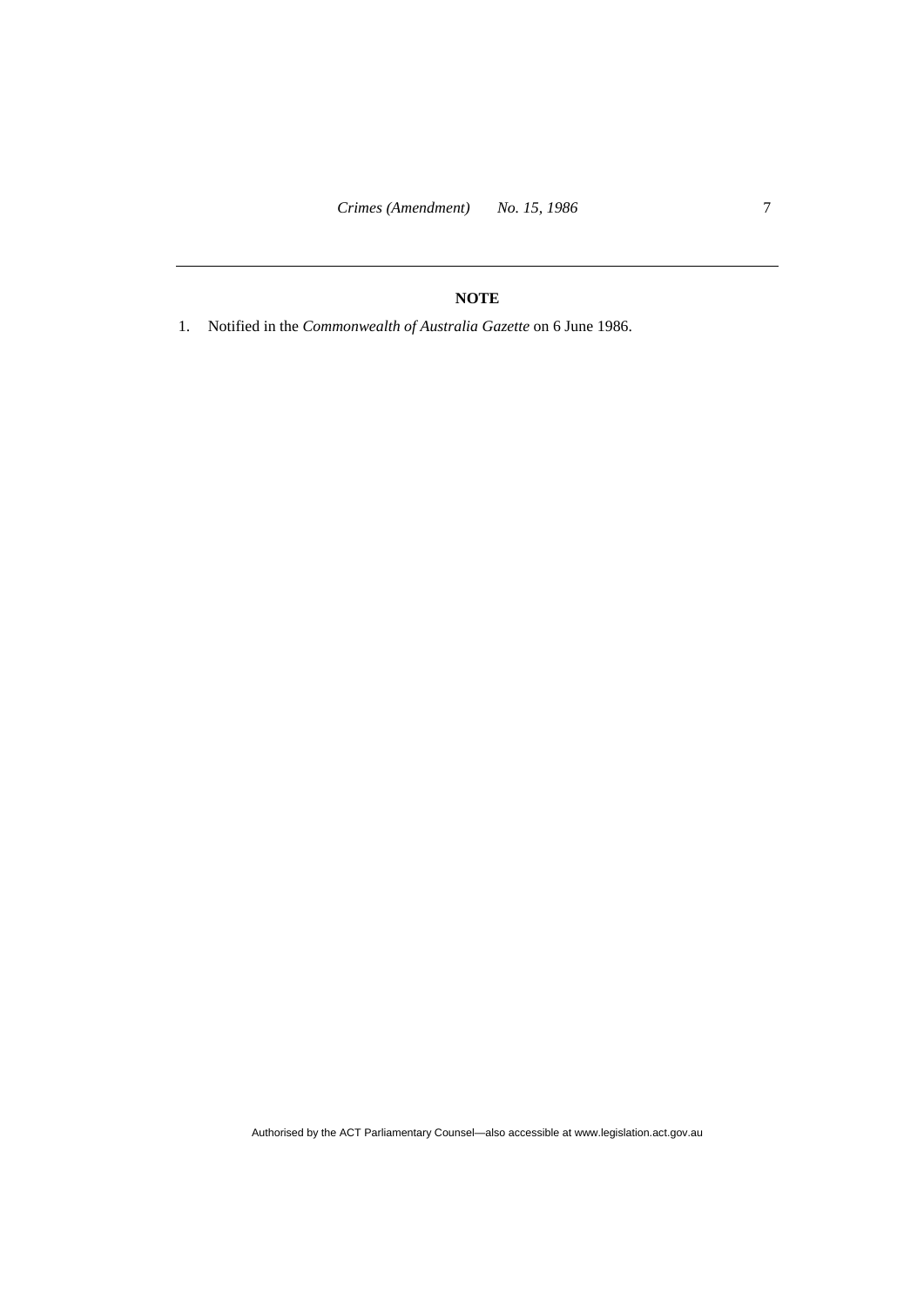## NOTE

1. Notified in the *Commonwealth of Australia Gazette* on 6 June 1986.